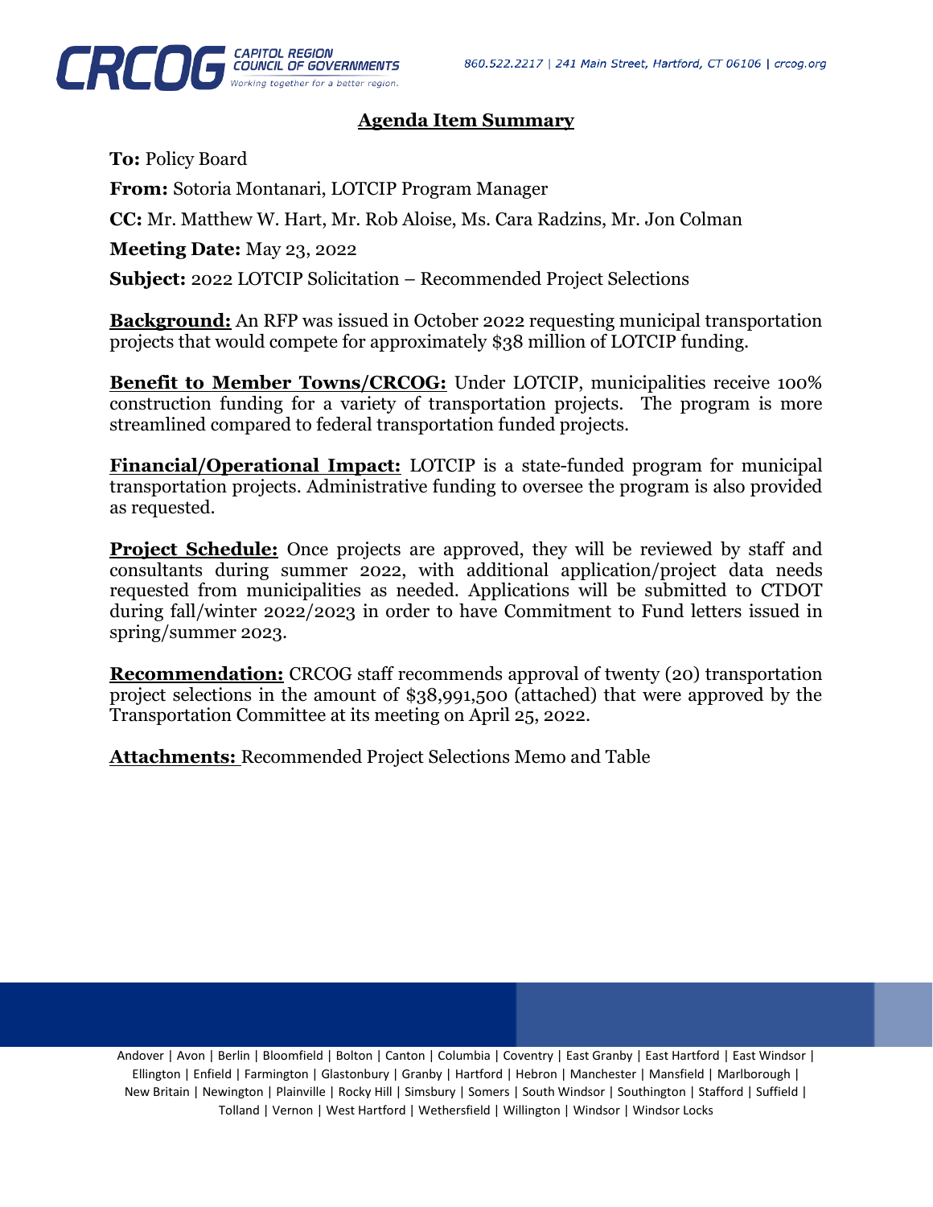## Agenda Item Summary

**To:** Policy Board

**From:** Sotoria Montanari, LOTCIP Program Manager

**CC:** Mr. Matthew W. Hart, Mr. Rob Aloise, Ms. Cara Radzins, Mr. Jon Colman

**Meeting Date:** May 23, 2022

**Subject:** 2022 LOTCIP Solicitation – Recommended Project Selections

**Background:** An RFP was issued in October 2022 requesting municipal transportation projects that would compete for approximately $38 million of LOTCIP funding.

**Benefit to Member Towns/CRCOG:** Under LOTCIP, municipalities receive 100% construction funding for a variety of transportation projects. The program is more streamlined compared to federal transportation funded projects.

**Financial/Operational Impact:** LOTCIP is a state-funded program for municipal transportation projects. Administrative funding to oversee the program is also provided as requested.

**Project Schedule:** Once projects are approved, they will be reviewed by staff and consultants during summer 2022, with additional application/project data needs requested from municipalities as needed. Applications will be submitted to CTDOT during fall/winter 2022/2023 in order to have Commitment to Fund letters issued in spring/summer 2023.

**Recommendation:** CRCOG staff recommends approval of twenty (20) transportation project selections in the amount of $38,991,500 (attached) that were approved by the Transportation Committee at its meeting on April 25, 2022.

**Attachments:** Recommended Project Selections Memo and Table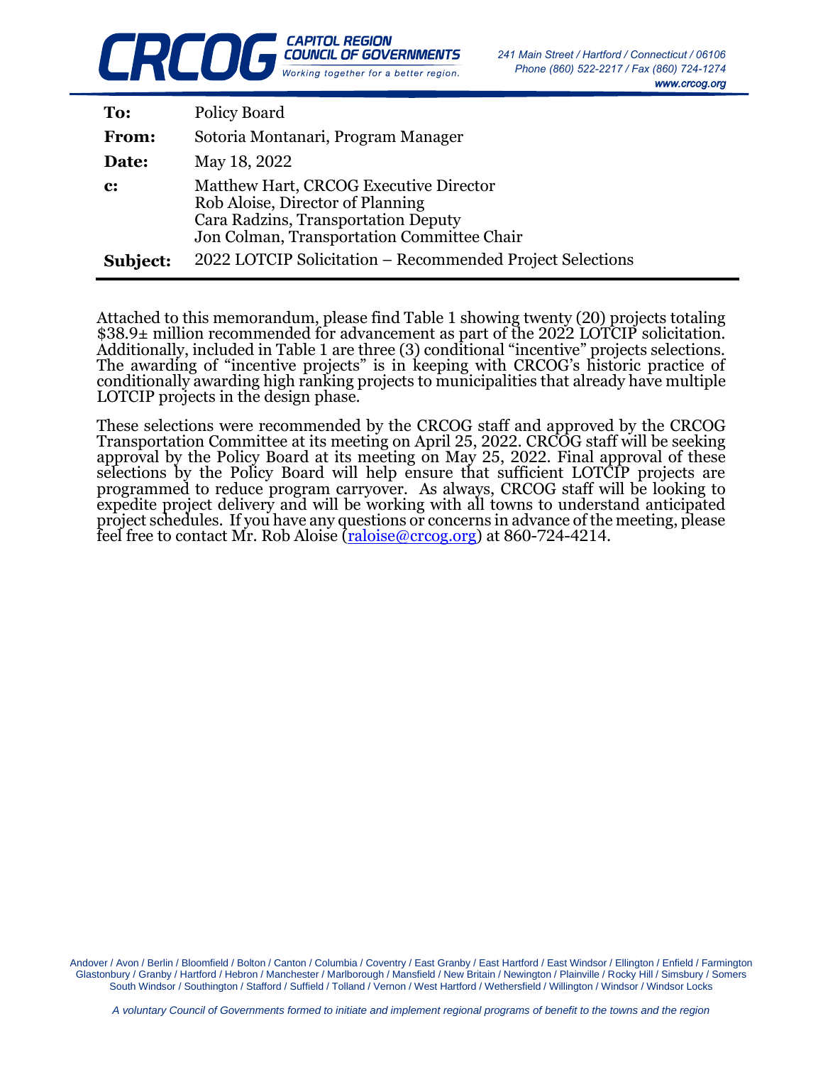| | |
|---|---|
| **To:** | Policy Board |
| **From:** | Sotoria Montanari, Program Manager |
| **Date:** | May 18, 2022 |
| **c:** | Matthew Hart, CRCOG Executive Director<br>Rob Aloise, Director of Planning<br>Cara Radzins, Transportation Deputy<br>Jon Colman, Transportation Committee Chair |
| **Subject:** | 2022 LOTCIP Solicitation – Recommended Project Selections |

Attached to this memorandum, please find Table 1 showing twenty (20) projects totaling $38.9± million recommended for advancement as part of the 2022 LOTCIP solicitation. Additionally, included in Table 1 are three (3) conditional "incentive" projects selections. The awarding of "incentive projects" is in keeping with CRCOG's historic practice of conditionally awarding high ranking projects to municipalities that already have multiple LOTCIP projects in the design phase.

These selections were recommended by the CRCOG staff and approved by the CRCOG Transportation Committee at its meeting on April 25, 2022. CRCOG staff will be seeking approval by the Policy Board at its meeting on May 25, 2022. Final approval of these selections by the Policy Board will help ensure that sufficient LOTCIP projects are programmed to reduce program carryover. As always, CRCOG staff will be looking to expedite project delivery and will be working with all towns to understand anticipated project schedules. If you have any questions or concerns in advance of the meeting, please feel free to contact Mr. Rob Aloise (raloise@crcog.org) at 860-724-4214.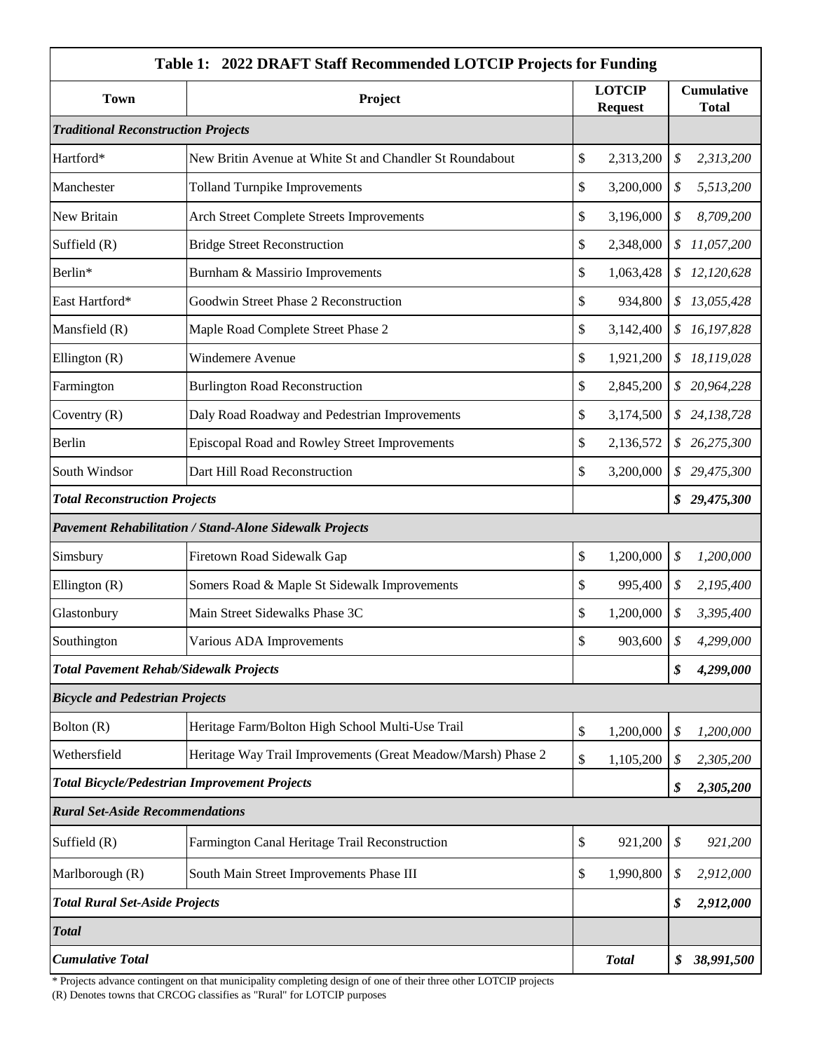**Table 1: 2022 DRAFT Staff Recommended LOTCIP Projects for Funding**

| Town | Project | LOTCIP Request | Cumulative Total |
|---|---|---|---|
| ***Traditional Reconstruction Projects*** | | | |
| Hartford* | New Britin Avenue at White St and Chandler St Roundabout | $ 2,313,200 | *$ 2,313,200* |
| Manchester | Tolland Turnpike Improvements | $ 3,200,000 | *$ 5,513,200* |
| New Britain | Arch Street Complete Streets Improvements | $ 3,196,000 | *$ 8,709,200* |
| Suffield (R) | Bridge Street Reconstruction | $ 2,348,000 | *$ 11,057,200* |
| Berlin* | Burnham & Massirio Improvements | $ 1,063,428 | *$ 12,120,628* |
| East Hartford* | Goodwin Street Phase 2 Reconstruction | $ 934,800 | *$ 13,055,428* |
| Mansfield (R) | Maple Road Complete Street Phase 2 | $ 3,142,400 | *$ 16,197,828* |
| Ellington (R) | Windemere Avenue | $ 1,921,200 | *$ 18,119,028* |
| Farmington | Burlington Road Reconstruction | $ 2,845,200 | *$ 20,964,228* |
| Coventry (R) | Daly Road Roadway and Pedestrian Improvements | $ 3,174,500 | *$ 24,138,728* |
| Berlin | Episcopal Road and Rowley Street Improvements | $ 2,136,572 | *$ 26,275,300* |
| South Windsor | Dart Hill Road Reconstruction | $ 3,200,000 | *$ 29,475,300* |
| ***Total Reconstruction Projects*** | | | ***$ 29,475,300*** |
| ***Pavement Rehabilitation / Stand-Alone Sidewalk Projects*** | | | |
| Simsbury | Firetown Road Sidewalk Gap | $ 1,200,000 | *$ 1,200,000* |
| Ellington (R) | Somers Road & Maple St Sidewalk Improvements | $ 995,400 | *$ 2,195,400* |
| Glastonbury | Main Street Sidewalks Phase 3C | $ 1,200,000 | *$ 3,395,400* |
| Southington | Various ADA Improvements | $ 903,600 | *$ 4,299,000* |
| ***Total Pavement Rehab/Sidewalk Projects*** | | | ***$ 4,299,000*** |
| ***Bicycle and Pedestrian Projects*** | | | |
| Bolton (R) | Heritage Farm/Bolton High School Multi-Use Trail | $ 1,200,000 | *$ 1,200,000* |
| Wethersfield | Heritage Way Trail Improvements (Great Meadow/Marsh) Phase 2 | $ 1,105,200 | *$ 2,305,200* |
| ***Total Bicycle/Pedestrian Improvement Projects*** | | | ***$ 2,305,200*** |
| ***Rural Set-Aside Recommendations*** | | | |
| Suffield (R) | Farmington Canal Heritage Trail Reconstruction | $ 921,200 | *$ 921,200* |
| Marlborough (R) | South Main Street Improvements Phase III | $ 1,990,800 | *$ 2,912,000* |
| ***Total Rural Set-Aside Projects*** | | | ***$ 2,912,000*** |
| ***Total*** | | | |
| ***Cumulative Total*** | | ***Total*** | ***$ 38,991,500*** |

* Projects advance contingent on that municipality completing design of one of their three other LOTCIP projects

(R) Denotes towns that CRCOG classifies as "Rural" for LOTCIP purposes